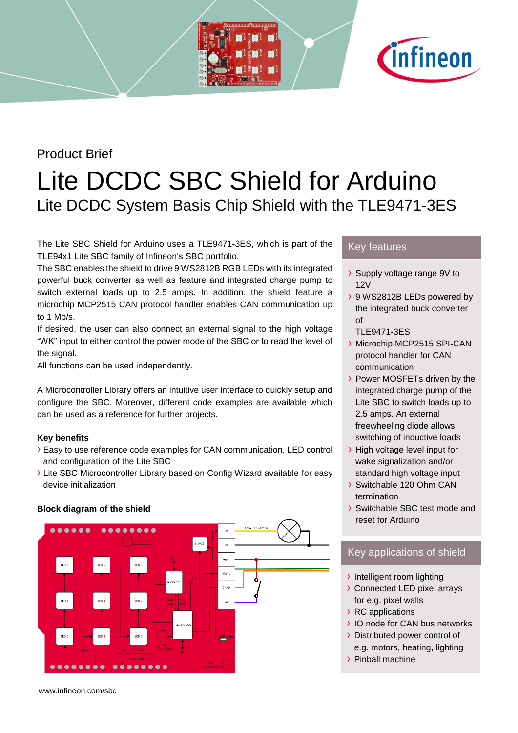Product Brief

# Lite DCDC SBC Shield for Arduino

## Lite DCDC System Basis Chip Shield with the TLE9471-3ES

The Lite SBC Shield for Arduino uses a TLE9471-3ES, which is part of the TLE94x1 Lite SBC family of Infineon's SBC portfolio.
The SBC enables the shield to drive 9 WS2812B RGB LEDs with its integrated powerful buck converter as well as feature and integrated charge pump to switch external loads up to 2.5 amps. In addition, the shield feature a microchip MCP2515 CAN protocol handler enables CAN communication up to 1 Mb/s.
If desired, the user can also connect an external signal to the high voltage "WK" input to either control the power mode of the SBC or to read the level of the signal.
All functions can be used independently.

A Microcontroller Library offers an intuitive user interface to quickly setup and configure the SBC. Moreover, different code examples are available which can be used as a reference for further projects.

**Key benefits**

- Easy to use reference code examples for CAN communication, LED control and configuration of the Lite SBC
- Lite SBC Microcontroller Library based on Config Wizard available for easy device initialization

**Block diagram of the shield**

### Key features

- Supply voltage range 9V to 12V
- 9 WS2812B LEDs powered by the integrated buck converter of TLE9471-3ES
- Microchip MCP2515 SPI-CAN protocol handler for CAN communication
- Power MOSFETs driven by the integrated charge pump of the Lite SBC to switch loads up to 2.5 amps. An external freewheeling diode allows switching of inductive loads
- High voltage level input for wake signalization and/or standard high voltage input
- Switchable 120 Ohm CAN termination
- Switchable SBC test mode and reset for Arduino

### Key applications of shield

- Intelligent room lighting
- Connected LED pixel arrays for e.g. pixel walls
- RC applications
- IO node for CAN bus networks
- Distributed power control of e.g. motors, heating, lighting
- Pinball machine

www.infineon.com/sbc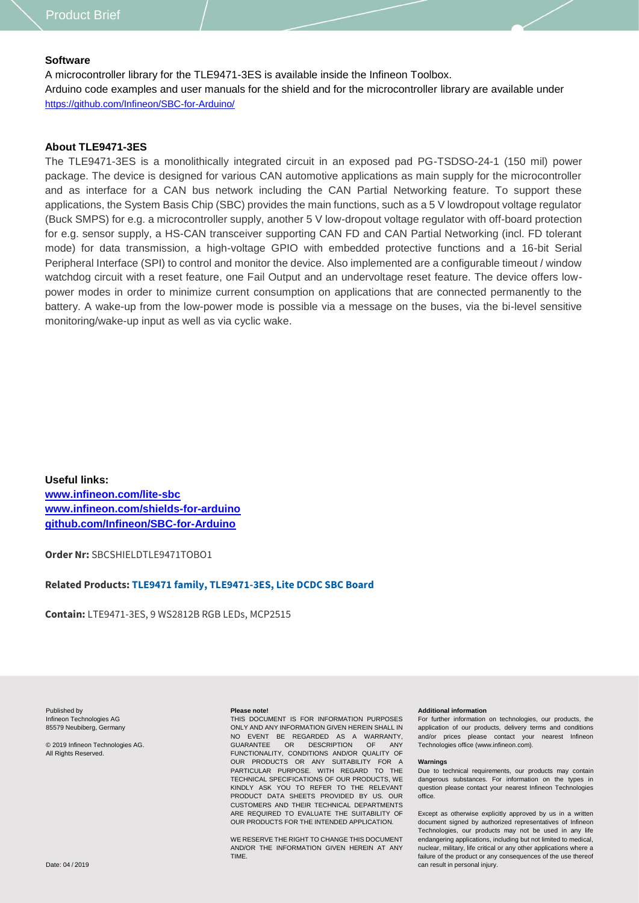### Software

A microcontroller library for the TLE9471-3ES is available inside the Infineon Toolbox.
Arduino code examples and user manuals for the shield and for the microcontroller library are available under
https://github.com/Infineon/SBC-for-Arduino/

### About TLE9471-3ES

The TLE9471-3ES is a monolithically integrated circuit in an exposed pad PG-TSDSO-24-1 (150 mil) power package. The device is designed for various CAN automotive applications as main supply for the microcontroller and as interface for a CAN bus network including the CAN Partial Networking feature. To support these applications, the System Basis Chip (SBC) provides the main functions, such as a 5 V lowdropout voltage regulator (Buck SMPS) for e.g. a microcontroller supply, another 5 V low-dropout voltage regulator with off-board protection for e.g. sensor supply, a HS-CAN transceiver supporting CAN FD and CAN Partial Networking (incl. FD tolerant mode) for data transmission, a high-voltage GPIO with embedded protective functions and a 16-bit Serial Peripheral Interface (SPI) to control and monitor the device. Also implemented are a configurable timeout / window watchdog circuit with a reset feature, one Fail Output and an undervoltage reset feature. The device offers low-power modes in order to minimize current consumption on applications that are connected permanently to the battery. A wake-up from the low-power mode is possible via a message on the buses, via the bi-level sensitive monitoring/wake-up input as well as via cyclic wake.

**Useful links:**
**www.infineon.com/lite-sbc**
**www.infineon.com/shields-for-arduino**
**github.com/Infineon/SBC-for-Arduino**

**Order Nr:** SBCSHIELDTLE9471TOBO1

**Related Products: TLE9471 family, TLE9471-3ES, Lite DCDC SBC Board**

**Contain:** LTE9471-3ES, 9 WS2812B RGB LEDs, MCP2515

Published by
Infineon Technologies AG
85579 Neubiberg, Germany

© 2019 Infineon Technologies AG.
All Rights Reserved.

Date: 04 / 2019

**Please note!**
THIS DOCUMENT IS FOR INFORMATION PURPOSES ONLY AND ANY INFORMATION GIVEN HEREIN SHALL IN NO EVENT BE REGARDED AS A WARRANTY, GUARANTEE OR DESCRIPTION OF ANY FUNCTIONALITY, CONDITIONS AND/OR QUALITY OF OUR PRODUCTS OR ANY SUITABILITY FOR A PARTICULAR PURPOSE. WITH REGARD TO THE TECHNICAL SPECIFICATIONS OF OUR PRODUCTS, WE KINDLY ASK YOU TO REFER TO THE RELEVANT PRODUCT DATA SHEETS PROVIDED BY US. OUR CUSTOMERS AND THEIR TECHNICAL DEPARTMENTS ARE REQUIRED TO EVALUATE THE SUITABILITY OF OUR PRODUCTS FOR THE INTENDED APPLICATION.

WE RESERVE THE RIGHT TO CHANGE THIS DOCUMENT AND/OR THE INFORMATION GIVEN HEREIN AT ANY TIME.

**Additional information**
For further information on technologies, our products, the application of our products, delivery terms and conditions and/or prices please contact your nearest Infineon Technologies office (www.infineon.com).

**Warnings**
Due to technical requirements, our products may contain dangerous substances. For information on the types in question please contact your nearest Infineon Technologies office.

Except as otherwise explicitly approved by us in a written document signed by authorized representatives of Infineon Technologies, our products may not be used in any life endangering applications, including but not limited to medical, nuclear, military, life critical or any other applications where a failure of the product or any consequences of the use thereof can result in personal injury.